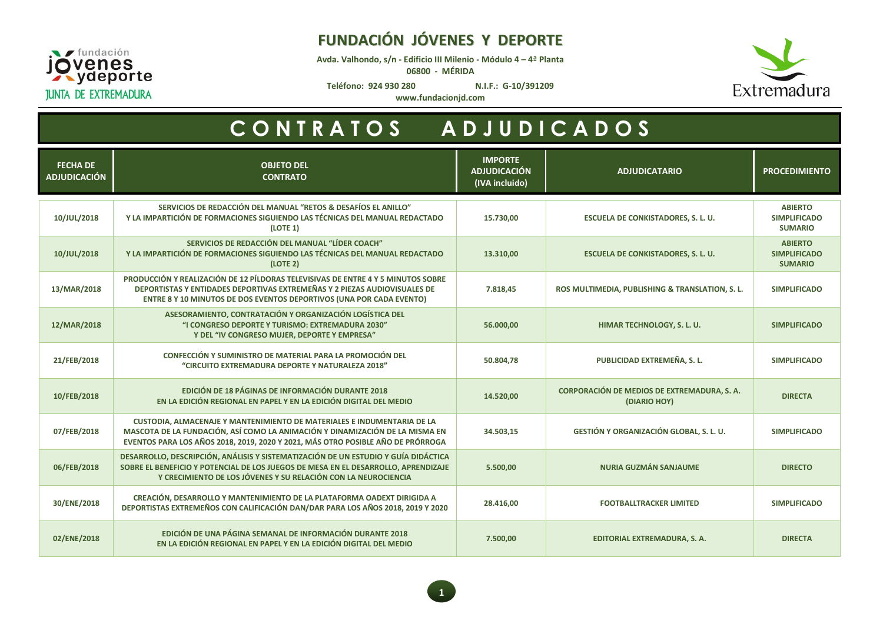# FUNDACIÓN JÓVENES Y DEPORTE

Avda. Valhondo, s/n - Edificio III Milenio - Módulo 4 – 4ª Planta
06800 - MÉRIDA

Teléfono: 924 930 280 N.I.F.: G-10/391209
www.fundacionjd.com

## CONTRATOS ADJUDICADOS

| FECHA DE ADJUDICACIÓN | OBJETO DEL CONTRATO | IMPORTE ADJUDICACIÓN (IVA incluido) | ADJUDICATARIO | PROCEDIMIENTO |
|---|---|---|---|---|
| 10/JUL/2018 | SERVICIOS DE REDACCIÓN DEL MANUAL "RETOS & DESAFÍOS EL ANILLO" Y LA IMPARTICIÓN DE FORMACIONES SIGUIENDO LAS TÉCNICAS DEL MANUAL REDACTADO (LOTE 1) | 15.730,00 | ESCUELA DE CONKISTADORES, S. L. U. | ABIERTO SIMPLIFICADO SUMARIO |
| 10/JUL/2018 | SERVICIOS DE REDACCIÓN DEL MANUAL "LÍDER COACH" Y LA IMPARTICIÓN DE FORMACIONES SIGUIENDO LAS TÉCNICAS DEL MANUAL REDACTADO (LOTE 2) | 13.310,00 | ESCUELA DE CONKISTADORES, S. L. U. | ABIERTO SIMPLIFICADO SUMARIO |
| 13/MAR/2018 | PRODUCCIÓN Y REALIZACIÓN DE 12 PÍLDORAS TELEVISIVAS DE ENTRE 4 Y 5 MINUTOS SOBRE DEPORTISTAS Y ENTIDADES DEPORTIVAS EXTREMEÑAS Y 2 PIEZAS AUDIOVISUALES DE ENTRE 8 Y 10 MINUTOS DE DOS EVENTOS DEPORTIVOS (UNA POR CADA EVENTO) | 7.818,45 | ROS MULTIMEDIA, PUBLISHING & TRANSLATION, S. L. | SIMPLIFICADO |
| 12/MAR/2018 | ASESORAMIENTO, CONTRATACIÓN Y ORGANIZACIÓN LOGÍSTICA DEL "I CONGRESO DEPORTE Y TURISMO: EXTREMADURA 2030" Y DEL "IV CONGRESO MUJER, DEPORTE Y EMPRESA" | 56.000,00 | HIMAR TECHNOLOGY, S. L. U. | SIMPLIFICADO |
| 21/FEB/2018 | CONFECCIÓN Y SUMINISTRO DE MATERIAL PARA LA PROMOCIÓN DEL "CIRCUITO EXTREMADURA DEPORTE Y NATURALEZA 2018" | 50.804,78 | PUBLICIDAD EXTREMEÑA, S. L. | SIMPLIFICADO |
| 10/FEB/2018 | EDICIÓN DE 18 PÁGINAS DE INFORMACIÓN DURANTE 2018 EN LA EDICIÓN REGIONAL EN PAPEL Y EN LA EDICIÓN DIGITAL DEL MEDIO | 14.520,00 | CORPORACIÓN DE MEDIOS DE EXTREMADURA, S. A. (DIARIO HOY) | DIRECTA |
| 07/FEB/2018 | CUSTODIA, ALMACENAJE Y MANTENIMIENTO DE MATERIALES E INDUMENTARIA DE LA MASCOTA DE LA FUNDACIÓN, ASÍ COMO LA ANIMACIÓN Y DINAMIZACIÓN DE LA MISMA EN EVENTOS PARA LOS AÑOS 2018, 2019, 2020 Y 2021, MÁS OTRO POSIBLE AÑO DE PRÓRROGA | 34.503,15 | GESTIÓN Y ORGANIZACIÓN GLOBAL, S. L. U. | SIMPLIFICADO |
| 06/FEB/2018 | DESARROLLO, DESCRIPCIÓN, ANÁLISIS Y SISTEMATIZACIÓN DE UN ESTUDIO Y GUÍA DIDÁCTICA SOBRE EL BENEFICIO Y POTENCIAL DE LOS JUEGOS DE MESA EN EL DESARROLLO, APRENDIZAJE Y CRECIMIENTO DE LOS JÓVENES Y SU RELACIÓN CON LA NEUROCIENCIA | 5.500,00 | NURIA GUZMÁN SANJAUME | DIRECTO |
| 30/ENE/2018 | CREACIÓN, DESARROLLO Y MANTENIMIENTO DE LA PLATAFORMA OADEXT DIRIGIDA A DEPORTISTAS EXTREMEÑOS CON CALIFICACIÓN DAN/DAR PARA LOS AÑOS 2018, 2019 Y 2020 | 28.416,00 | FOOTBALLTRACKER LIMITED | SIMPLIFICADO |
| 02/ENE/2018 | EDICIÓN DE UNA PÁGINA SEMANAL DE INFORMACIÓN DURANTE 2018 EN LA EDICIÓN REGIONAL EN PAPEL Y EN LA EDICIÓN DIGITAL DEL MEDIO | 7.500,00 | EDITORIAL EXTREMADURA, S. A. | DIRECTA |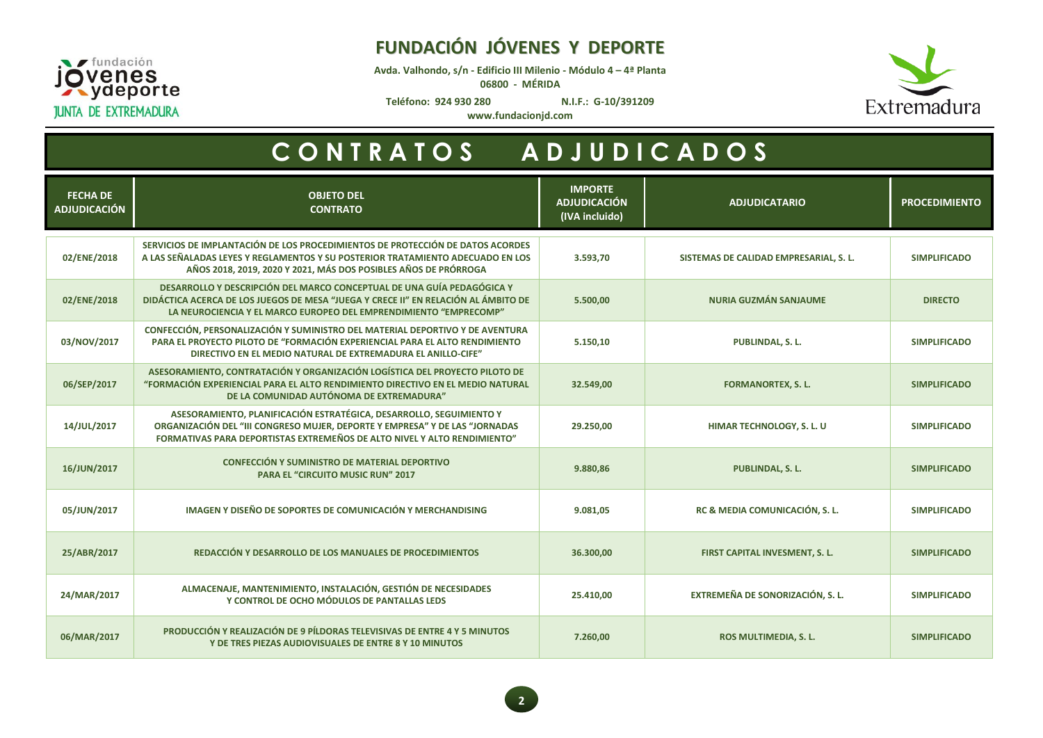# FUNDACIÓN JÓVENES Y DEPORTE

Avda. Valhondo, s/n - Edificio III Milenio - Módulo 4 – 4ª Planta
06800 - MÉRIDA

Teléfono: 924 930 280 N.I.F.: G-10/391209
www.fundacionjd.com

## CONTRATOS ADJUDICADOS

| FECHA DE ADJUDICACIÓN | OBJETO DEL CONTRATO | IMPORTE ADJUDICACIÓN (IVA incluido) | ADJUDICATARIO | PROCEDIMIENTO |
|---|---|---|---|---|
| 02/ENE/2018 | SERVICIOS DE IMPLANTACIÓN DE LOS PROCEDIMIENTOS DE PROTECCIÓN DE DATOS ACORDES A LAS SEÑALADAS LEYES Y REGLAMENTOS Y SU POSTERIOR TRATAMIENTO ADECUADO EN LOS AÑOS 2018, 2019, 2020 Y 2021, MÁS DOS POSIBLES AÑOS DE PRÓRROGA | 3.593,70 | SISTEMAS DE CALIDAD EMPRESARIAL, S. L. | SIMPLIFICADO |
| 02/ENE/2018 | DESARROLLO Y DESCRIPCIÓN DEL MARCO CONCEPTUAL DE UNA GUÍA PEDAGÓGICA Y DIDÁCTICA ACERCA DE LOS JUEGOS DE MESA "JUEGA Y CRECE II" EN RELACIÓN AL ÁMBITO DE LA NEUROCIENCIA Y EL MARCO EUROPEO DEL EMPRENDIMIENTO "EMPRECOMP" | 5.500,00 | NURIA GUZMÁN SANJAUME | DIRECTO |
| 03/NOV/2017 | CONFECCIÓN, PERSONALIZACIÓN Y SUMINISTRO DEL MATERIAL DEPORTIVO Y DE AVENTURA PARA EL PROYECTO PILOTO DE "FORMACIÓN EXPERIENCIAL PARA EL ALTO RENDIMIENTO DIRECTIVO EN EL MEDIO NATURAL DE EXTREMADURA EL ANILLO-CIFE" | 5.150,10 | PUBLINDAL, S. L. | SIMPLIFICADO |
| 06/SEP/2017 | ASESORAMIENTO, CONTRATACIÓN Y ORGANIZACIÓN LOGÍSTICA DEL PROYECTO PILOTO DE "FORMACIÓN EXPERIENCIAL PARA EL ALTO RENDIMIENTO DIRECTIVO EN EL MEDIO NATURAL DE LA COMUNIDAD AUTÓNOMA DE EXTREMADURA" | 32.549,00 | FORMANORTEX, S. L. | SIMPLIFICADO |
| 14/JUL/2017 | ASESORAMIENTO, PLANIFICACIÓN ESTRATÉGICA, DESARROLLO, SEGUIMIENTO Y ORGANIZACIÓN DEL "III CONGRESO MUJER, DEPORTE Y EMPRESA" Y DE LAS "JORNADAS FORMATIVAS PARA DEPORTISTAS EXTREMEÑOS DE ALTO NIVEL Y ALTO RENDIMIENTO" | 29.250,00 | HIMAR TECHNOLOGY, S. L. U | SIMPLIFICADO |
| 16/JUN/2017 | CONFECCIÓN Y SUMINISTRO DE MATERIAL DEPORTIVO PARA EL "CIRCUITO MUSIC RUN" 2017 | 9.880,86 | PUBLINDAL, S. L. | SIMPLIFICADO |
| 05/JUN/2017 | IMAGEN Y DISEÑO DE SOPORTES DE COMUNICACIÓN Y MERCHANDISING | 9.081,05 | RC & MEDIA COMUNICACIÓN, S. L. | SIMPLIFICADO |
| 25/ABR/2017 | REDACCIÓN Y DESARROLLO DE LOS MANUALES DE PROCEDIMIENTOS | 36.300,00 | FIRST CAPITAL INVESMENT, S. L. | SIMPLIFICADO |
| 24/MAR/2017 | ALMACENAJE, MANTENIMIENTO, INSTALACIÓN, GESTIÓN DE NECESIDADES Y CONTROL DE OCHO MÓDULOS DE PANTALLAS LEDS | 25.410,00 | EXTREMEÑA DE SONORIZACIÓN, S. L. | SIMPLIFICADO |
| 06/MAR/2017 | PRODUCCIÓN Y REALIZACIÓN DE 9 PÍLDORAS TELEVISIVAS DE ENTRE 4 Y 5 MINUTOS Y DE TRES PIEZAS AUDIOVISUALES DE ENTRE 8 Y 10 MINUTOS | 7.260,00 | ROS MULTIMEDIA, S. L. | SIMPLIFICADO |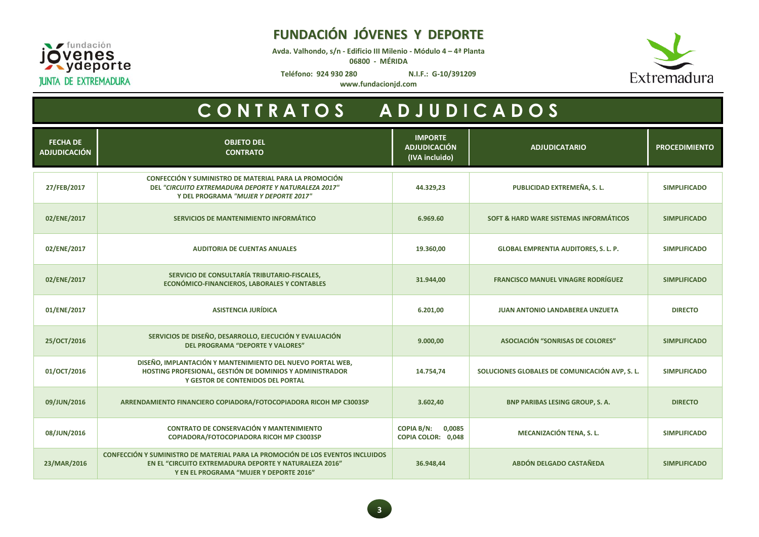# FUNDACIÓN JÓVENES Y DEPORTE

Avda. Valhondo, s/n - Edificio III Milenio - Módulo 4 – 4ª Planta
06800 - MÉRIDA

Teléfono: 924 930 280 N.I.F.: G-10/391209
www.fundacionjd.com

## CONTRATOS ADJUDICADOS

| FECHA DE ADJUDICACIÓN | OBJETO DEL CONTRATO | IMPORTE ADJUDICACIÓN (IVA incluido) | ADJUDICATARIO | PROCEDIMIENTO |
|---|---|---|---|---|
| 27/FEB/2017 | CONFECCIÓN Y SUMINISTRO DE MATERIAL PARA LA PROMOCIÓN DEL *"CIRCUITO EXTREMADURA DEPORTE Y NATURALEZA 2017"* Y DEL PROGRAMA *"MUJER Y DEPORTE 2017"* | 44.329,23 | PUBLICIDAD EXTREMEÑA, S. L. | SIMPLIFICADO |
| 02/ENE/2017 | SERVICIOS DE MANTENIMIENTO INFORMÁTICO | 6.969.60 | SOFT & HARD WARE SISTEMAS INFORMÁTICOS | SIMPLIFICADO |
| 02/ENE/2017 | AUDITORIA DE CUENTAS ANUALES | 19.360,00 | GLOBAL EMPRENTIA AUDITORES, S. L. P. | SIMPLIFICADO |
| 02/ENE/2017 | SERVICIO DE CONSULTARÍA TRIBUTARIO-FISCALES, ECONÓMICO-FINANCIEROS, LABORALES Y CONTABLES | 31.944,00 | FRANCISCO MANUEL VINAGRE RODRÍGUEZ | SIMPLIFICADO |
| 01/ENE/2017 | ASISTENCIA JURÍDICA | 6.201,00 | JUAN ANTONIO LANDABEREA UNZUETA | DIRECTO |
| 25/OCT/2016 | SERVICIOS DE DISEÑO, DESARROLLO, EJECUCIÓN Y EVALUACIÓN DEL PROGRAMA "DEPORTE Y VALORES" | 9.000,00 | ASOCIACIÓN "SONRISAS DE COLORES" | SIMPLIFICADO |
| 01/OCT/2016 | DISEÑO, IMPLANTACIÓN Y MANTENIMIENTO DEL NUEVO PORTAL WEB, HOSTING PROFESIONAL, GESTIÓN DE DOMINIOS Y ADMINISTRADOR Y GESTOR DE CONTENIDOS DEL PORTAL | 14.754,74 | SOLUCIONES GLOBALES DE COMUNICACIÓN AVP, S. L. | SIMPLIFICADO |
| 09/JUN/2016 | ARRENDAMIENTO FINANCIERO COPIADORA/FOTOCOPIADORA RICOH MP C3003SP | 3.602,40 | BNP PARIBAS LESING GROUP, S. A. | DIRECTO |
| 08/JUN/2016 | CONTRATO DE CONSERVACIÓN Y MANTENIMIENTO COPIADORA/FOTOCOPIADORA RICOH MP C3003SP | COPIA B/N: 0,0085<br>COPIA COLOR: 0,048 | MECANIZACIÓN TENA, S. L. | SIMPLIFICADO |
| 23/MAR/2016 | CONFECCIÓN Y SUMINISTRO DE MATERIAL PARA LA PROMOCIÓN DE LOS EVENTOS INCLUIDOS EN EL "CIRCUITO EXTREMADURA DEPORTE Y NATURALEZA 2016" Y EN EL PROGRAMA "MUJER Y DEPORTE 2016" | 36.948,44 | ABDÓN DELGADO CASTAÑEDA | SIMPLIFICADO |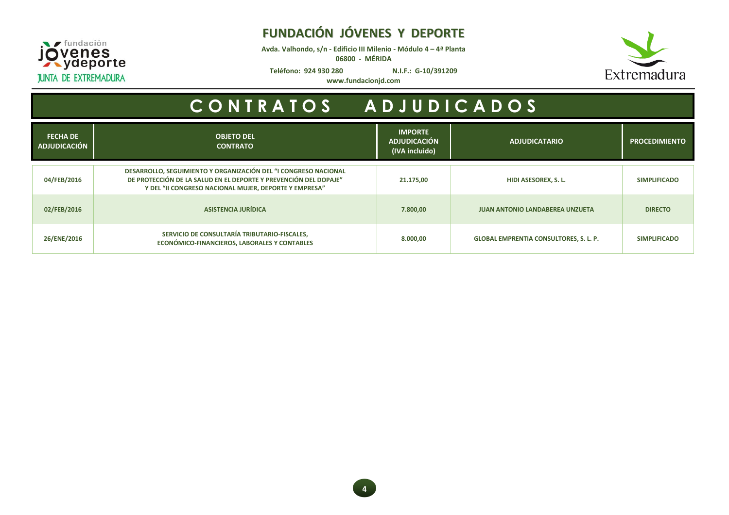# FUNDACIÓN JÓVENES Y DEPORTE

**Avda. Valhondo, s/n - Edificio III Milenio - Módulo 4 – 4ª Planta**
**06800 - MÉRIDA**

**Teléfono: 924 930 280** **N.I.F.: G-10/391209**
**www.fundacionjd.com**

## CONTRATOS ADJUDICADOS

| FECHA DE ADJUDICACIÓN | OBJETO DEL CONTRATO | IMPORTE ADJUDICACIÓN (IVA incluido) | ADJUDICATARIO | PROCEDIMIENTO |
|---|---|---|---|---|
| 04/FEB/2016 | DESARROLLO, SEGUIMIENTO Y ORGANIZACIÓN DEL "I CONGRESO NACIONAL DE PROTECCIÓN DE LA SALUD EN EL DEPORTE Y PREVENCIÓN DEL DOPAJE" Y DEL "II CONGRESO NACIONAL MUJER, DEPORTE Y EMPRESA" | 21.175,00 | HIDI ASESOREX, S. L. | SIMPLIFICADO |
| 02/FEB/2016 | ASISTENCIA JURÍDICA | 7.800,00 | JUAN ANTONIO LANDABEREA UNZUETA | DIRECTO |
| 26/ENE/2016 | SERVICIO DE CONSULTARÍA TRIBUTARIO-FISCALES, ECONÓMICO-FINANCIEROS, LABORALES Y CONTABLES | 8.000,00 | GLOBAL EMPRENTIA CONSULTORES, S. L. P. | SIMPLIFICADO |